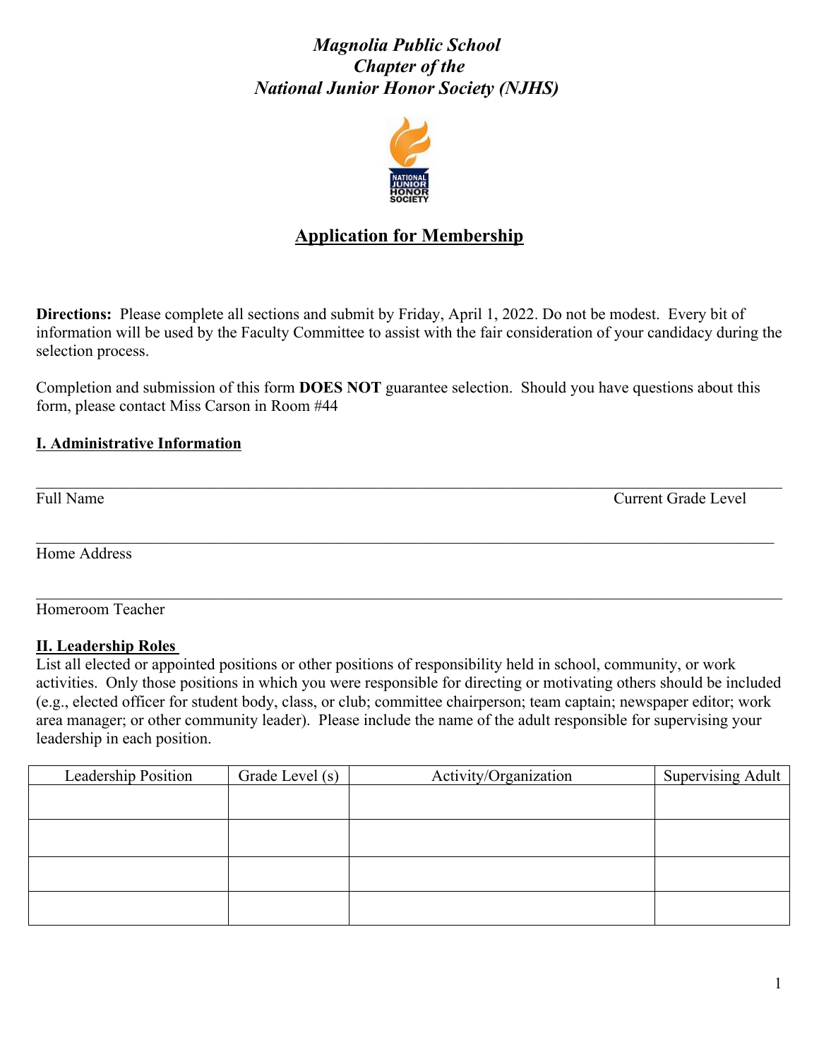# *Magnolia Public School Chapter of the National Junior Honor Society (NJHS)*

## Application for Membership

**Directions:** Please complete all sections and submit by Friday, April 1, 2022. Do not be modest. Every bit of information will be used by the Faculty Committee to assist with the fair consideration of your candidacy during the selection process.

Completion and submission of this form **DOES NOT** guarantee selection. Should you have questions about this form, please contact Miss Carson in Room #44

### I. Administrative Information

_______________________________________________________________________________

Full Name Current Grade Level

_______________________________________________________________________________

Home Address

_______________________________________________________________________________

Homeroom Teacher

### II. Leadership Roles

List all elected or appointed positions or other positions of responsibility held in school, community, or work activities. Only those positions in which you were responsible for directing or motivating others should be included (e.g., elected officer for student body, class, or club; committee chairperson; team captain; newspaper editor; work area manager; or other community leader). Please include the name of the adult responsible for supervising your leadership in each position.

| Leadership Position | Grade Level (s) | Activity/Organization | Supervising Adult |
| --- | --- | --- | --- |
| | | | |
| | | | |
| | | | |
| | | | |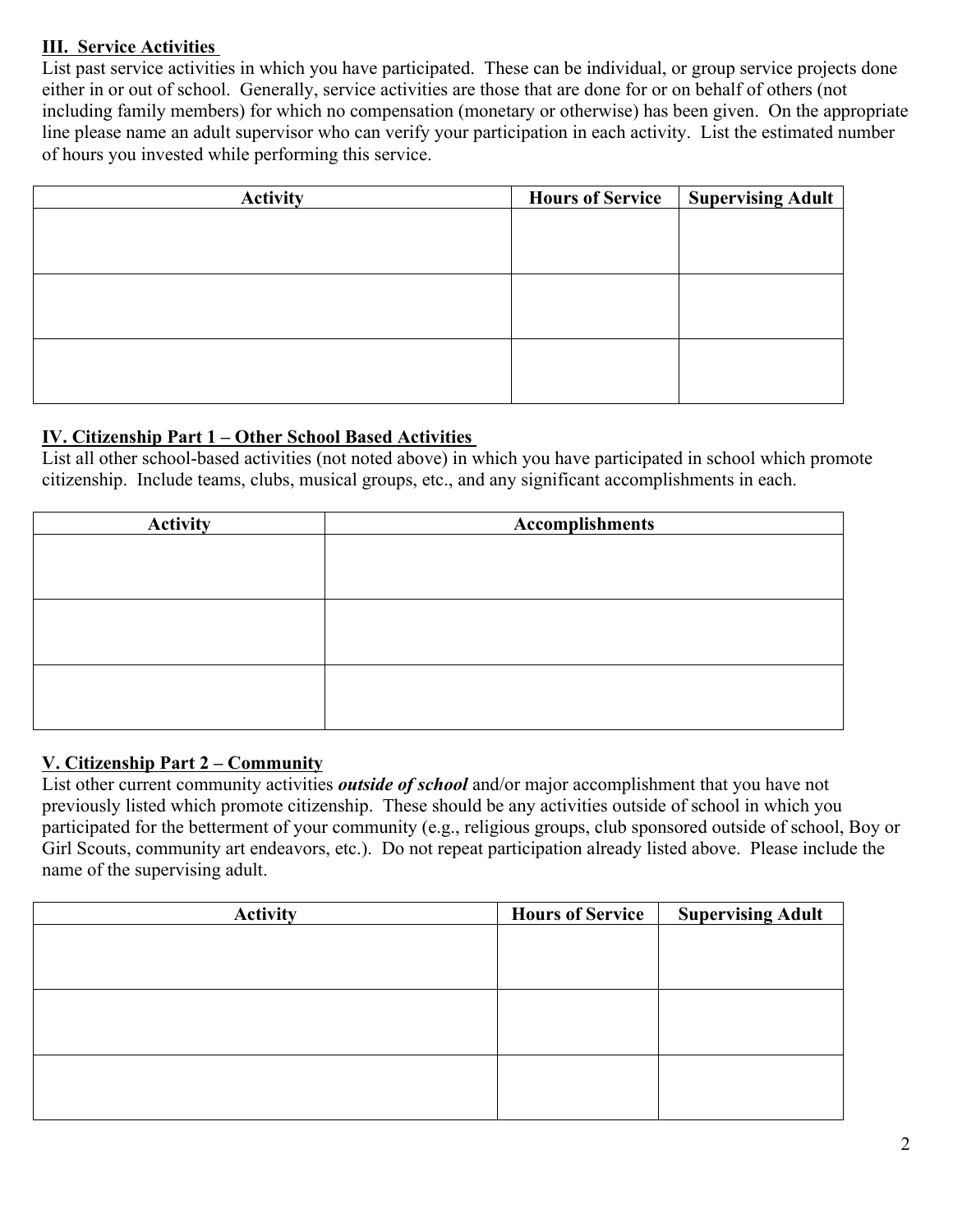## III. Service Activities

List past service activities in which you have participated. These can be individual, or group service projects done either in or out of school. Generally, service activities are those that are done for or on behalf of others (not including family members) for which no compensation (monetary or otherwise) has been given. On the appropriate line please name an adult supervisor who can verify your participation in each activity. List the estimated number of hours you invested while performing this service.

| Activity | Hours of Service | Supervising Adult |
|---|---|---|
| | | |
| | | |
| | | |

## IV. Citizenship Part 1 – Other School Based Activities

List all other school-based activities (not noted above) in which you have participated in school which promote citizenship. Include teams, clubs, musical groups, etc., and any significant accomplishments in each.

| Activity | Accomplishments |
|---|---|
| | |
| | |
| | |

## V. Citizenship Part 2 – Community

List other current community activities ***outside of school*** and/or major accomplishment that you have not previously listed which promote citizenship. These should be any activities outside of school in which you participated for the betterment of your community (e.g., religious groups, club sponsored outside of school, Boy or Girl Scouts, community art endeavors, etc.). Do not repeat participation already listed above. Please include the name of the supervising adult.

| Activity | Hours of Service | Supervising Adult |
|---|---|---|
| | | |
| | | |
| | | |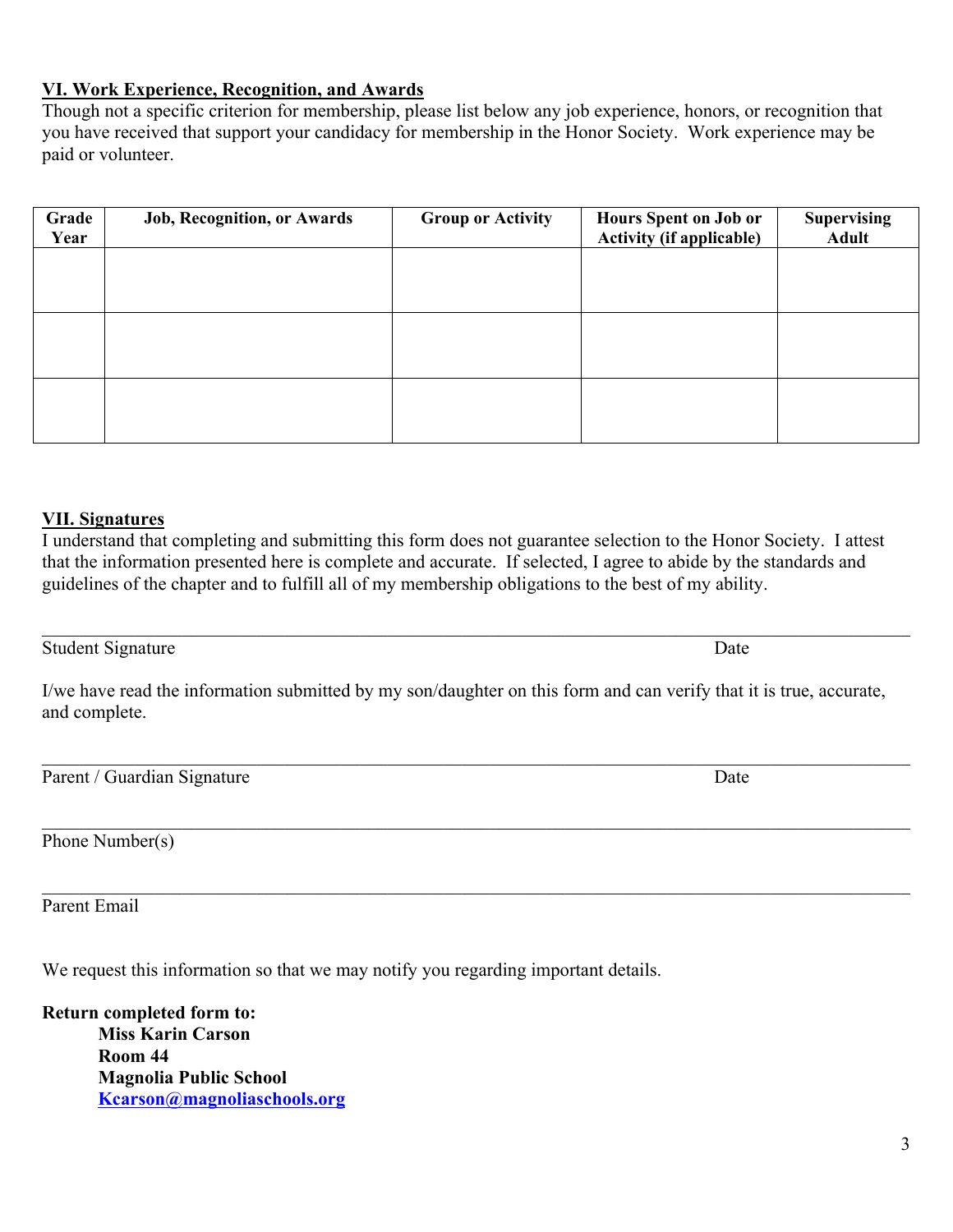## VI. Work Experience, Recognition, and Awards

Though not a specific criterion for membership, please list below any job experience, honors, or recognition that you have received that support your candidacy for membership in the Honor Society. Work experience may be paid or volunteer.

| Grade Year | Job, Recognition, or Awards | Group or Activity | Hours Spent on Job or Activity (if applicable) | Supervising Adult |
|---|---|---|---|---|
| | | | | |
| | | | | |
| | | | | |

## VII. Signatures

I understand that completing and submitting this form does not guarantee selection to the Honor Society. I attest that the information presented here is complete and accurate. If selected, I agree to abide by the standards and guidelines of the chapter and to fulfill all of my membership obligations to the best of my ability.

______________________________________________________________________________

Student Signature Date

I/we have read the information submitted by my son/daughter on this form and can verify that it is true, accurate, and complete.

______________________________________________________________________________

Parent / Guardian Signature Date

______________________________________________________________________________

Phone Number(s)

______________________________________________________________________________

Parent Email

We request this information so that we may notify you regarding important details.

**Return completed form to:**

**Miss Karin Carson**
**Room 44**
**Magnolia Public School**
**Kcarson@magnoliaschools.org**